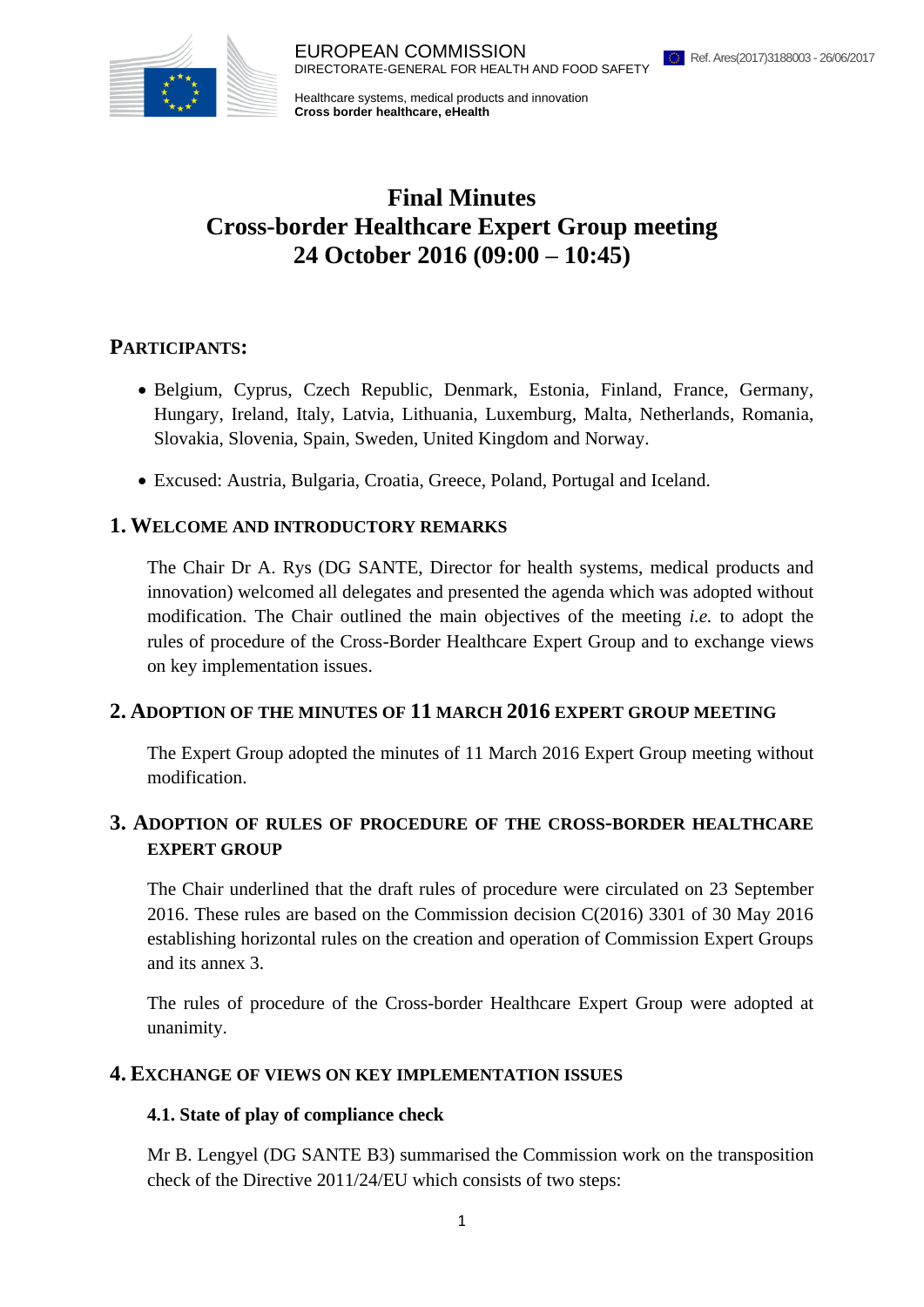EUROPEAN COMMISSION
DIRECTORATE-GENERAL FOR HEALTH AND FOOD SAFETY

Healthcare systems, medical products and innovation
**Cross border healthcare, eHealth**

Ref. Ares(2017)3188003 - 26/06/2017

# Final Minutes
# Cross-border Healthcare Expert Group meeting
# 24 October 2016 (09:00 – 10:45)

## PARTICIPANTS:

- Belgium, Cyprus, Czech Republic, Denmark, Estonia, Finland, France, Germany, Hungary, Ireland, Italy, Latvia, Lithuania, Luxemburg, Malta, Netherlands, Romania, Slovakia, Slovenia, Spain, Sweden, United Kingdom and Norway.
- Excused: Austria, Bulgaria, Croatia, Greece, Poland, Portugal and Iceland.

## 1. WELCOME AND INTRODUCTORY REMARKS

The Chair Dr A. Rys (DG SANTE, Director for health systems, medical products and innovation) welcomed all delegates and presented the agenda which was adopted without modification. The Chair outlined the main objectives of the meeting *i.e.* to adopt the rules of procedure of the Cross-Border Healthcare Expert Group and to exchange views on key implementation issues.

## 2. ADOPTION OF THE MINUTES OF 11 MARCH 2016 EXPERT GROUP MEETING

The Expert Group adopted the minutes of 11 March 2016 Expert Group meeting without modification.

## 3. ADOPTION OF RULES OF PROCEDURE OF THE CROSS-BORDER HEALTHCARE EXPERT GROUP

The Chair underlined that the draft rules of procedure were circulated on 23 September 2016. These rules are based on the Commission decision C(2016) 3301 of 30 May 2016 establishing horizontal rules on the creation and operation of Commission Expert Groups and its annex 3.

The rules of procedure of the Cross-border Healthcare Expert Group were adopted at unanimity.

## 4. EXCHANGE OF VIEWS ON KEY IMPLEMENTATION ISSUES

### 4.1. State of play of compliance check

Mr B. Lengyel (DG SANTE B3) summarised the Commission work on the transposition check of the Directive 2011/24/EU which consists of two steps: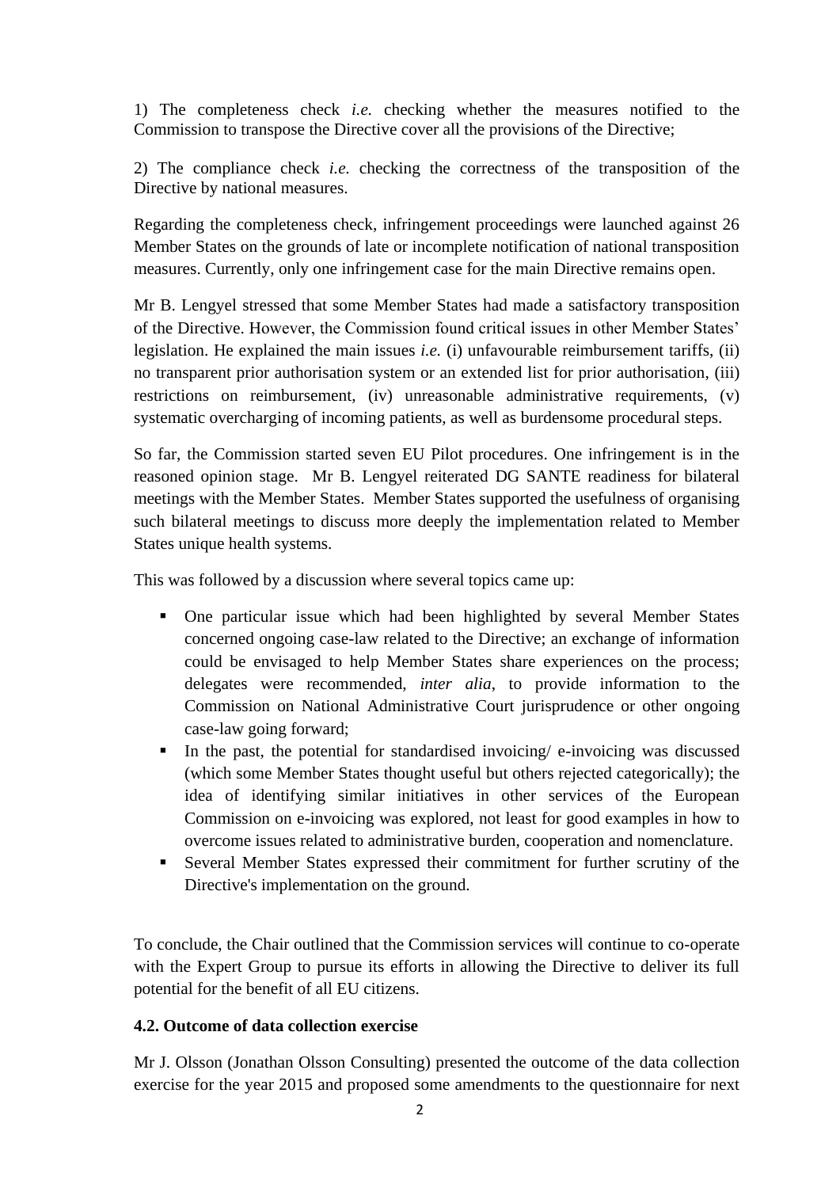1) The completeness check *i.e.* checking whether the measures notified to the Commission to transpose the Directive cover all the provisions of the Directive;

2) The compliance check *i.e.* checking the correctness of the transposition of the Directive by national measures.

Regarding the completeness check, infringement proceedings were launched against 26 Member States on the grounds of late or incomplete notification of national transposition measures. Currently, only one infringement case for the main Directive remains open.

Mr B. Lengyel stressed that some Member States had made a satisfactory transposition of the Directive. However, the Commission found critical issues in other Member States' legislation. He explained the main issues *i.e.* (i) unfavourable reimbursement tariffs, (ii) no transparent prior authorisation system or an extended list for prior authorisation, (iii) restrictions on reimbursement, (iv) unreasonable administrative requirements, (v) systematic overcharging of incoming patients, as well as burdensome procedural steps.

So far, the Commission started seven EU Pilot procedures. One infringement is in the reasoned opinion stage. Mr B. Lengyel reiterated DG SANTE readiness for bilateral meetings with the Member States. Member States supported the usefulness of organising such bilateral meetings to discuss more deeply the implementation related to Member States unique health systems.

This was followed by a discussion where several topics came up:

- One particular issue which had been highlighted by several Member States concerned ongoing case-law related to the Directive; an exchange of information could be envisaged to help Member States share experiences on the process; delegates were recommended, *inter alia*, to provide information to the Commission on National Administrative Court jurisprudence or other ongoing case-law going forward;
- In the past, the potential for standardised invoicing/ e-invoicing was discussed (which some Member States thought useful but others rejected categorically); the idea of identifying similar initiatives in other services of the European Commission on e-invoicing was explored, not least for good examples in how to overcome issues related to administrative burden, cooperation and nomenclature.
- Several Member States expressed their commitment for further scrutiny of the Directive's implementation on the ground.

To conclude, the Chair outlined that the Commission services will continue to co-operate with the Expert Group to pursue its efforts in allowing the Directive to deliver its full potential for the benefit of all EU citizens.

**4.2. Outcome of data collection exercise**

Mr J. Olsson (Jonathan Olsson Consulting) presented the outcome of the data collection exercise for the year 2015 and proposed some amendments to the questionnaire for next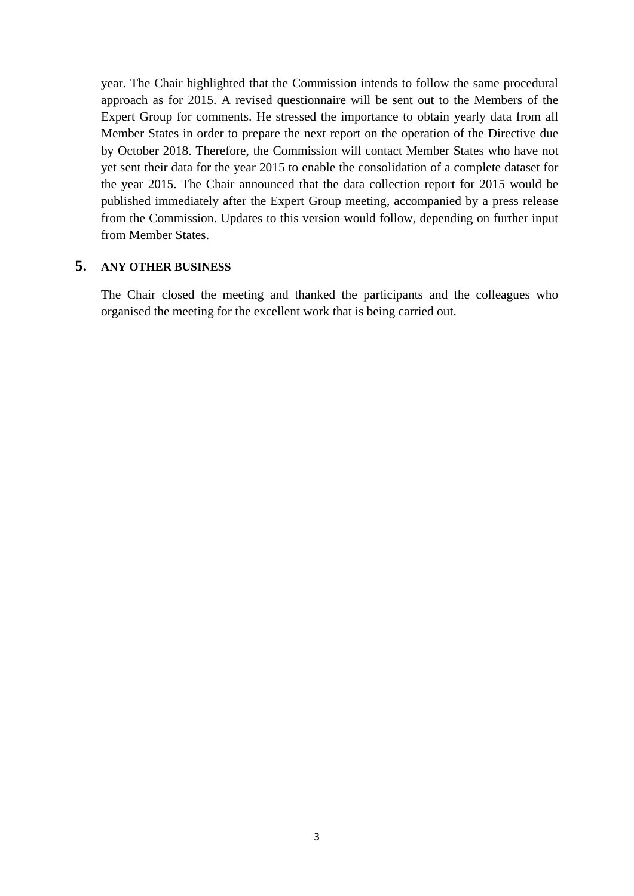year. The Chair highlighted that the Commission intends to follow the same procedural approach as for 2015. A revised questionnaire will be sent out to the Members of the Expert Group for comments. He stressed the importance to obtain yearly data from all Member States in order to prepare the next report on the operation of the Directive due by October 2018. Therefore, the Commission will contact Member States who have not yet sent their data for the year 2015 to enable the consolidation of a complete dataset for the year 2015. The Chair announced that the data collection report for 2015 would be published immediately after the Expert Group meeting, accompanied by a press release from the Commission. Updates to this version would follow, depending on further input from Member States.

## 5. ANY OTHER BUSINESS

The Chair closed the meeting and thanked the participants and the colleagues who organised the meeting for the excellent work that is being carried out.